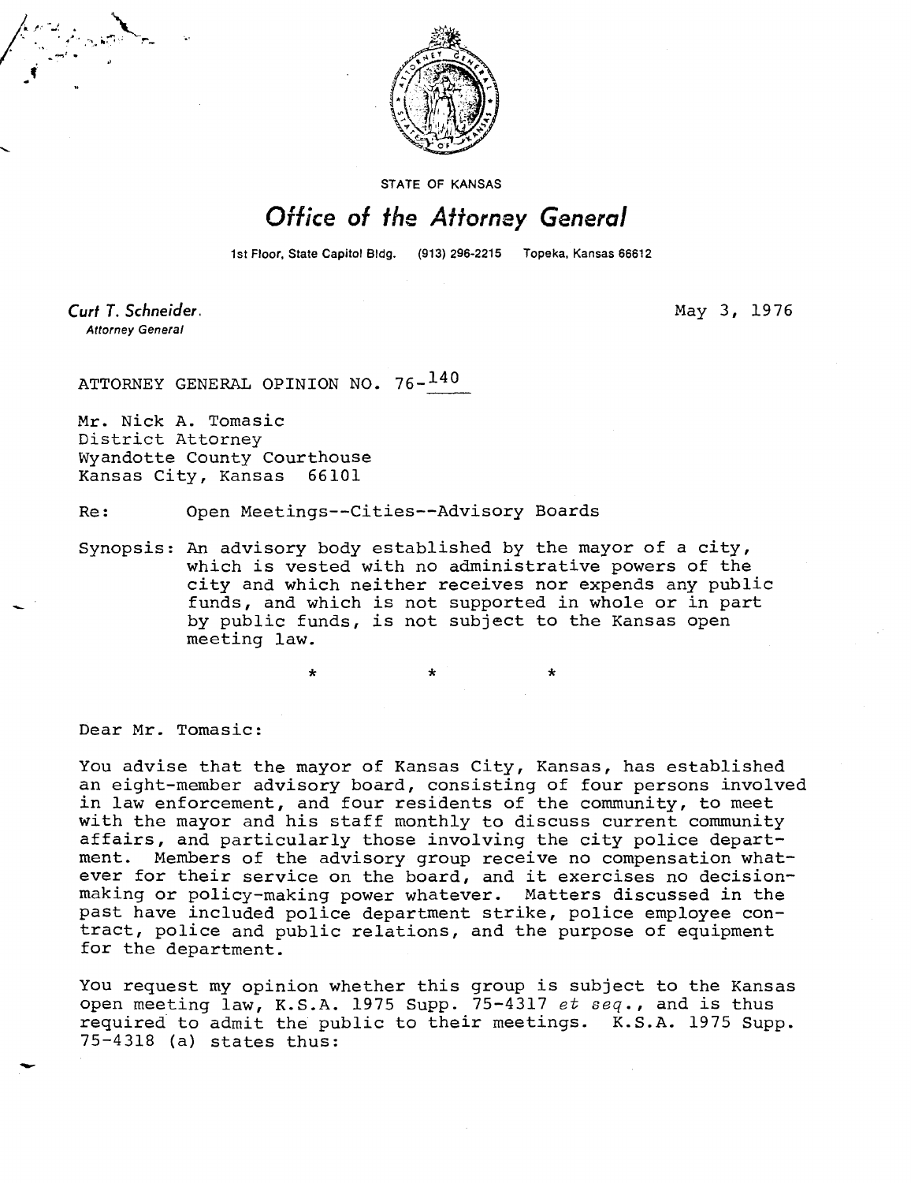STATE OF KANSAS

# Office of the Attorney General

1st Floor, State Capitol Bldg. (913) 296-2215 Topeka, Kansas 66612

**Curt T. Schneider**, Attorney General

May 3, 1976

ATTORNEY GENERAL OPINION NO. 76-140

Mr. Nick A. Tomasic
District Attorney
Wyandotte County Courthouse
Kansas City, Kansas 66101

Re: Open Meetings--Cities--Advisory Boards

Synopsis: An advisory body established by the mayor of a city, which is vested with no administrative powers of the city and which neither receives nor expends any public funds, and which is not supported in whole or in part by public funds, is not subject to the Kansas open meeting law.

\* \* \*

Dear Mr. Tomasic:

You advise that the mayor of Kansas City, Kansas, has established an eight-member advisory board, consisting of four persons involved in law enforcement, and four residents of the community, to meet with the mayor and his staff monthly to discuss current community affairs, and particularly those involving the city police department. Members of the advisory group receive no compensation whatever for their service on the board, and it exercises no decision-making or policy-making power whatever. Matters discussed in the past have included police department strike, police employee contract, police and public relations, and the purpose of equipment for the department.

You request my opinion whether this group is subject to the Kansas open meeting law, K.S.A. 1975 Supp. 75-4317 *et seq.*, and is thus required to admit the public to their meetings. K.S.A. 1975 Supp. 75-4318 (a) states thus: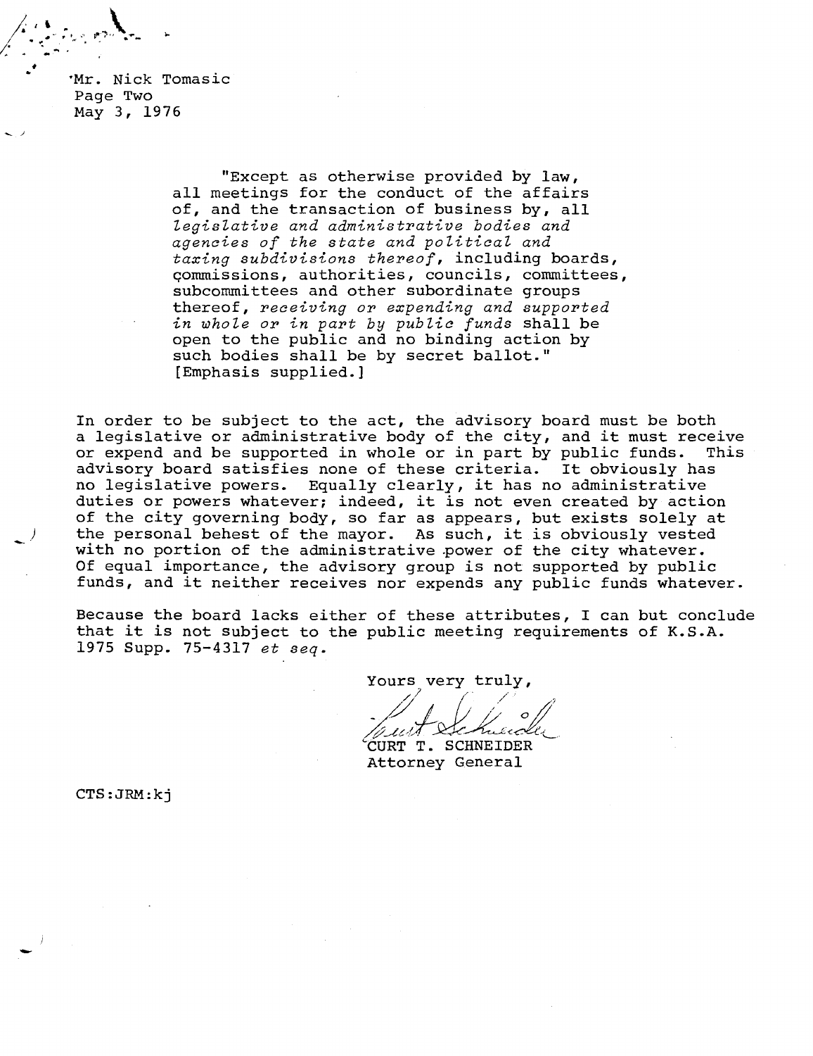Mr. Nick Tomasic
Page Two
May 3, 1976

> "Except as otherwise provided by law, all meetings for the conduct of the affairs of, and the transaction of business by, all *legislative and administrative bodies and agencies of the state and political and taxing subdivisions thereof*, including boards, commissions, authorities, councils, committees, subcommittees and other subordinate groups thereof, *receiving or expending and supported in whole or in part by public funds* shall be open to the public and no binding action by such bodies shall be by secret ballot." [Emphasis supplied.]

In order to be subject to the act, the advisory board must be both a legislative or administrative body of the city, and it must receive or expend and be supported in whole or in part by public funds. This advisory board satisfies none of these criteria. It obviously has no legislative powers. Equally clearly, it has no administrative duties or powers whatever; indeed, it is not even created by action of the city governing body, so far as appears, but exists solely at the personal behest of the mayor. As such, it is obviously vested with no portion of the administrative power of the city whatever. Of equal importance, the advisory group is not supported by public funds, and it neither receives nor expends any public funds whatever.

Because the board lacks either of these attributes, I can but conclude that it is not subject to the public meeting requirements of K.S.A. 1975 Supp. 75-4317 *et seq.*

Yours very truly,

CURT T. SCHNEIDER
Attorney General

CTS:JRM:kj